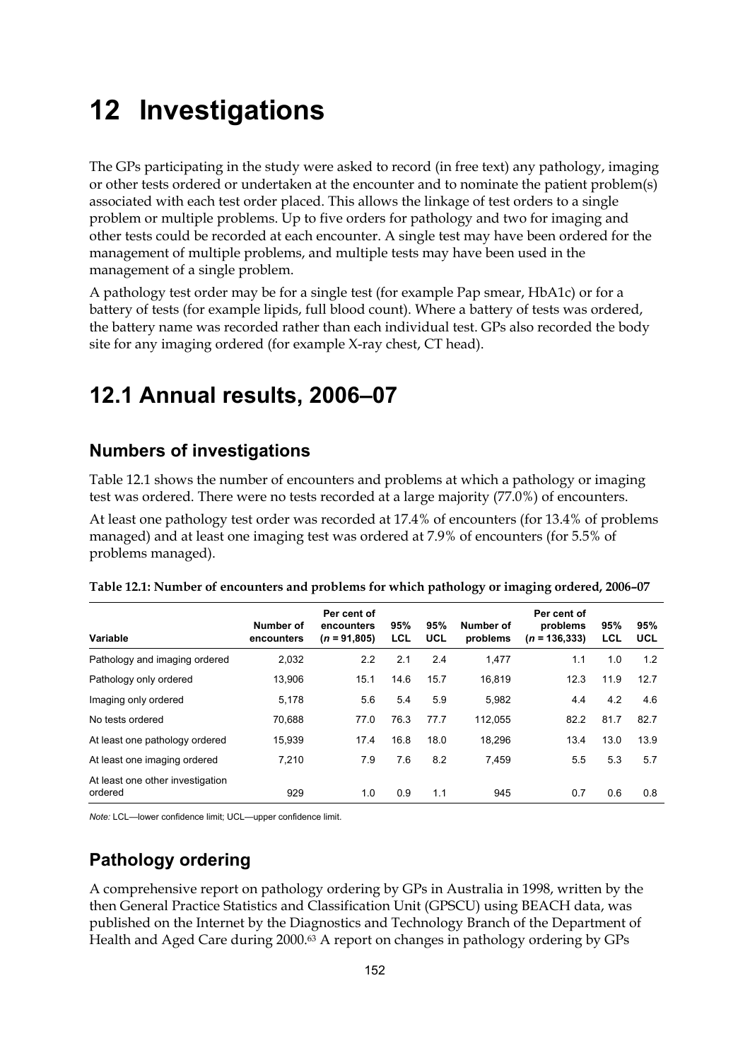# 12 Investigations

The GPs participating in the study were asked to record (in free text) any pathology, imaging or other tests ordered or undertaken at the encounter and to nominate the patient problem(s) associated with each test order placed. This allows the linkage of test orders to a single problem or multiple problems. Up to five orders for pathology and two for imaging and other tests could be recorded at each encounter. A single test may have been ordered for the management of multiple problems, and multiple tests may have been used in the management of a single problem.

A pathology test order may be for a single test (for example Pap smear, HbA1c) or for a battery of tests (for example lipids, full blood count). Where a battery of tests was ordered, the battery name was recorded rather than each individual test. GPs also recorded the body site for any imaging ordered (for example X-ray chest, CT head).

## 12.1 Annual results, 2006–07

### Numbers of investigations

Table 12.1 shows the number of encounters and problems at which a pathology or imaging test was ordered. There were no tests recorded at a large majority (77.0%) of encounters.

At least one pathology test order was recorded at 17.4% of encounters (for 13.4% of problems managed) and at least one imaging test was ordered at 7.9% of encounters (for 5.5% of problems managed).

**Table 12.1: Number of encounters and problems for which pathology or imaging ordered, 2006–07**

| Variable | Number of encounters | Per cent of encounters (*n* = 91,805) | 95% LCL | 95% UCL | Number of problems | Per cent of problems (*n* = 136,333) | 95% LCL | 95% UCL |
|---|---|---|---|---|---|---|---|---|
| Pathology and imaging ordered | 2,032 | 2.2 | 2.1 | 2.4 | 1,477 | 1.1 | 1.0 | 1.2 |
| Pathology only ordered | 13,906 | 15.1 | 14.6 | 15.7 | 16,819 | 12.3 | 11.9 | 12.7 |
| Imaging only ordered | 5,178 | 5.6 | 5.4 | 5.9 | 5,982 | 4.4 | 4.2 | 4.6 |
| No tests ordered | 70,688 | 77.0 | 76.3 | 77.7 | 112,055 | 82.2 | 81.7 | 82.7 |
| At least one pathology ordered | 15,939 | 17.4 | 16.8 | 18.0 | 18,296 | 13.4 | 13.0 | 13.9 |
| At least one imaging ordered | 7,210 | 7.9 | 7.6 | 8.2 | 7,459 | 5.5 | 5.3 | 5.7 |
| At least one other investigation ordered | 929 | 1.0 | 0.9 | 1.1 | 945 | 0.7 | 0.6 | 0.8 |

*Note:* LCL—lower confidence limit; UCL—upper confidence limit.

### Pathology ordering

A comprehensive report on pathology ordering by GPs in Australia in 1998, written by the then General Practice Statistics and Classification Unit (GPSCU) using BEACH data, was published on the Internet by the Diagnostics and Technology Branch of the Department of Health and Aged Care during 2000.[63] A report on changes in pathology ordering by GPs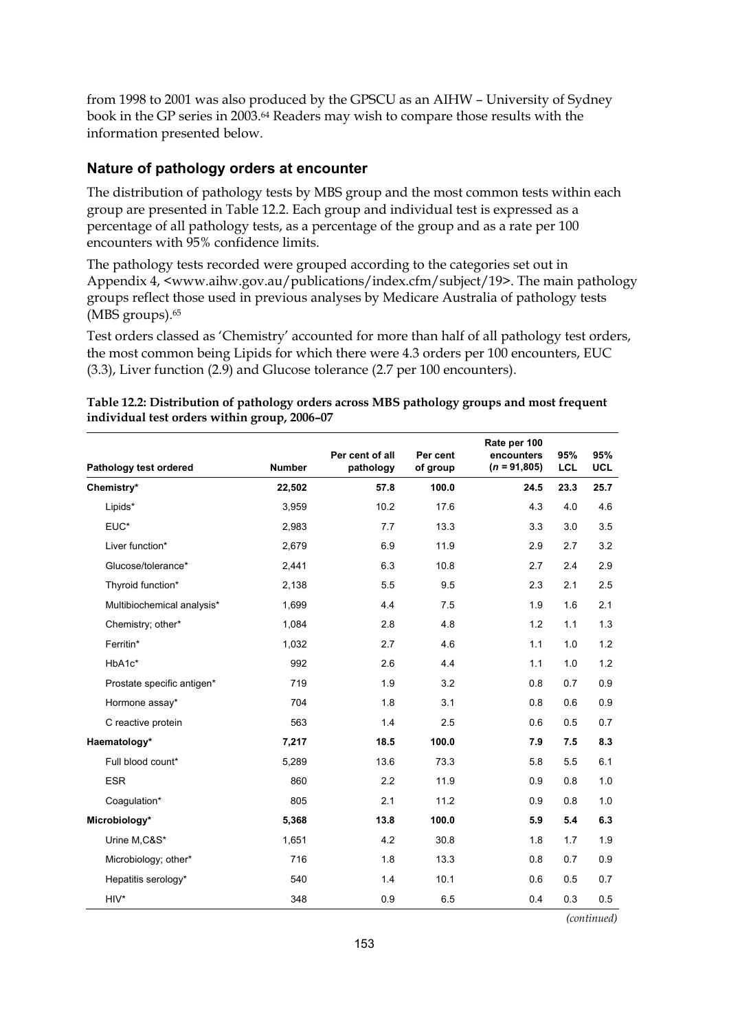from 1998 to 2001 was also produced by the GPSCU as an AIHW – University of Sydney book in the GP series in 2003.[64] Readers may wish to compare those results with the information presented below.

## Nature of pathology orders at encounter

The distribution of pathology tests by MBS group and the most common tests within each group are presented in Table 12.2. Each group and individual test is expressed as a percentage of all pathology tests, as a percentage of the group and as a rate per 100 encounters with 95% confidence limits.

The pathology tests recorded were grouped according to the categories set out in Appendix 4, <www.aihw.gov.au/publications/index.cfm/subject/19>. The main pathology groups reflect those used in previous analyses by Medicare Australia of pathology tests (MBS groups).[65]

Test orders classed as 'Chemistry' accounted for more than half of all pathology test orders, the most common being Lipids for which there were 4.3 orders per 100 encounters, EUC (3.3), Liver function (2.9) and Glucose tolerance (2.7 per 100 encounters).

**Table 12.2: Distribution of pathology orders across MBS pathology groups and most frequent individual test orders within group, 2006–07**

| Pathology test ordered | Number | Per cent of all pathology | Per cent of group | Rate per 100 encounters ($n$ = 91,805) | 95% LCL | 95% UCL |
|---|---|---|---|---|---|---|
| **Chemistry*** | **22,502** | **57.8** | **100.0** | **24.5** | **23.3** | **25.7** |
| Lipids* | 3,959 | 10.2 | 17.6 | 4.3 | 4.0 | 4.6 |
| EUC* | 2,983 | 7.7 | 13.3 | 3.3 | 3.0 | 3.5 |
| Liver function* | 2,679 | 6.9 | 11.9 | 2.9 | 2.7 | 3.2 |
| Glucose/tolerance* | 2,441 | 6.3 | 10.8 | 2.7 | 2.4 | 2.9 |
| Thyroid function* | 2,138 | 5.5 | 9.5 | 2.3 | 2.1 | 2.5 |
| Multibiochemical analysis* | 1,699 | 4.4 | 7.5 | 1.9 | 1.6 | 2.1 |
| Chemistry; other* | 1,084 | 2.8 | 4.8 | 1.2 | 1.1 | 1.3 |
| Ferritin* | 1,032 | 2.7 | 4.6 | 1.1 | 1.0 | 1.2 |
| HbA1c* | 992 | 2.6 | 4.4 | 1.1 | 1.0 | 1.2 |
| Prostate specific antigen* | 719 | 1.9 | 3.2 | 0.8 | 0.7 | 0.9 |
| Hormone assay* | 704 | 1.8 | 3.1 | 0.8 | 0.6 | 0.9 |
| C reactive protein | 563 | 1.4 | 2.5 | 0.6 | 0.5 | 0.7 |
| **Haematology*** | **7,217** | **18.5** | **100.0** | **7.9** | **7.5** | **8.3** |
| Full blood count* | 5,289 | 13.6 | 73.3 | 5.8 | 5.5 | 6.1 |
| ESR | 860 | 2.2 | 11.9 | 0.9 | 0.8 | 1.0 |
| Coagulation* | 805 | 2.1 | 11.2 | 0.9 | 0.8 | 1.0 |
| **Microbiology*** | **5,368** | **13.8** | **100.0** | **5.9** | **5.4** | **6.3** |
| Urine M,C&S* | 1,651 | 4.2 | 30.8 | 1.8 | 1.7 | 1.9 |
| Microbiology; other* | 716 | 1.8 | 13.3 | 0.8 | 0.7 | 0.9 |
| Hepatitis serology* | 540 | 1.4 | 10.1 | 0.6 | 0.5 | 0.7 |
| HIV* | 348 | 0.9 | 6.5 | 0.4 | 0.3 | 0.5 |

*(continued)*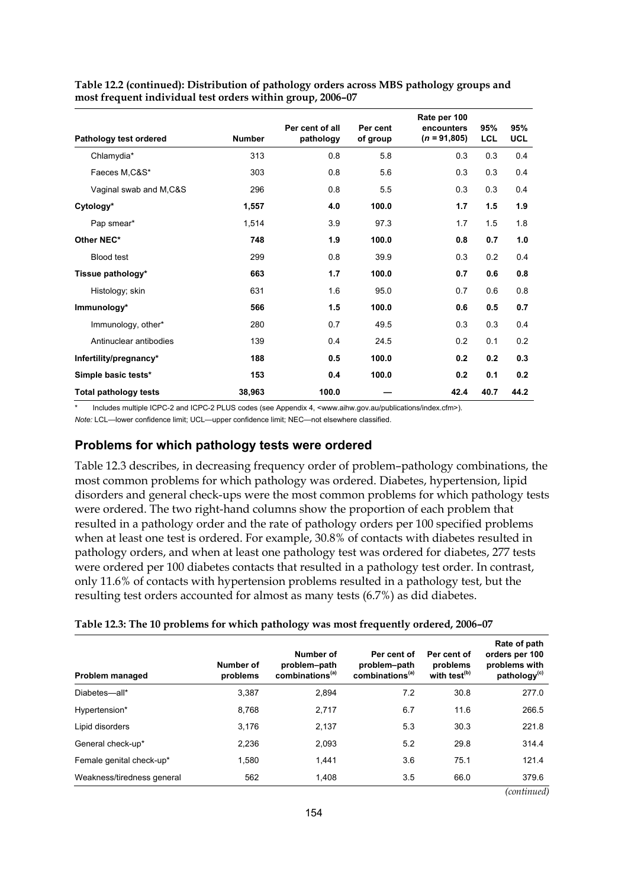**Table 12.2 (continued): Distribution of pathology orders across MBS pathology groups and most frequent individual test orders within group, 2006–07**

| Pathology test ordered | Number | Per cent of all pathology | Per cent of group | Rate per 100 encounters (*n* = 91,805) | 95% LCL | 95% UCL |
|---|---|---|---|---|---|---|
| Chlamydia* | 313 | 0.8 | 5.8 | 0.3 | 0.3 | 0.4 |
| Faeces M,C&S* | 303 | 0.8 | 5.6 | 0.3 | 0.3 | 0.4 |
| Vaginal swab and M,C&S | 296 | 0.8 | 5.5 | 0.3 | 0.3 | 0.4 |
| **Cytology*** | **1,557** | **4.0** | **100.0** | **1.7** | **1.5** | **1.9** |
| Pap smear* | 1,514 | 3.9 | 97.3 | 1.7 | 1.5 | 1.8 |
| **Other NEC*** | **748** | **1.9** | **100.0** | **0.8** | **0.7** | **1.0** |
| Blood test | 299 | 0.8 | 39.9 | 0.3 | 0.2 | 0.4 |
| **Tissue pathology*** | **663** | **1.7** | **100.0** | **0.7** | **0.6** | **0.8** |
| Histology; skin | 631 | 1.6 | 95.0 | 0.7 | 0.6 | 0.8 |
| **Immunology*** | **566** | **1.5** | **100.0** | **0.6** | **0.5** | **0.7** |
| Immunology, other* | 280 | 0.7 | 49.5 | 0.3 | 0.3 | 0.4 |
| Antinuclear antibodies | 139 | 0.4 | 24.5 | 0.2 | 0.1 | 0.2 |
| **Infertility/pregnancy*** | **188** | **0.5** | **100.0** | **0.2** | **0.2** | **0.3** |
| **Simple basic tests*** | **153** | **0.4** | **100.0** | **0.2** | **0.1** | **0.2** |
| **Total pathology tests** | **38,963** | **100.0** | **—** | **42.4** | **40.7** | **44.2** |

\* Includes multiple ICPC-2 and ICPC-2 PLUS codes (see Appendix 4, <www.aihw.gov.au/publications/index.cfm>).

*Note:* LCL—lower confidence limit; UCL—upper confidence limit; NEC—not elsewhere classified.

## Problems for which pathology tests were ordered

Table 12.3 describes, in decreasing frequency order of problem–pathology combinations, the most common problems for which pathology was ordered. Diabetes, hypertension, lipid disorders and general check-ups were the most common problems for which pathology tests were ordered. The two right-hand columns show the proportion of each problem that resulted in a pathology order and the rate of pathology orders per 100 specified problems when at least one test is ordered. For example, 30.8% of contacts with diabetes resulted in pathology orders, and when at least one pathology test was ordered for diabetes, 277 tests were ordered per 100 diabetes contacts that resulted in a pathology test order. In contrast, only 11.6% of contacts with hypertension problems resulted in a pathology test, but the resulting test orders accounted for almost as many tests (6.7%) as did diabetes.

**Table 12.3: The 10 problems for which pathology was most frequently ordered, 2006–07**

| Problem managed | Number of problems | Number of problem–path combinations[(a)] | Per cent of problem–path combinations[(a)] | Per cent of problems with test[(b)] | Rate of path orders per 100 problems with pathology[(c)] |
|---|---|---|---|---|---|
| Diabetes—all* | 3,387 | 2,894 | 7.2 | 30.8 | 277.0 |
| Hypertension* | 8,768 | 2,717 | 6.7 | 11.6 | 266.5 |
| Lipid disorders | 3,176 | 2,137 | 5.3 | 30.3 | 221.8 |
| General check-up* | 2,236 | 2,093 | 5.2 | 29.8 | 314.4 |
| Female genital check-up* | 1,580 | 1,441 | 3.6 | 75.1 | 121.4 |
| Weakness/tiredness general | 562 | 1,408 | 3.5 | 66.0 | 379.6 |

*(continued)*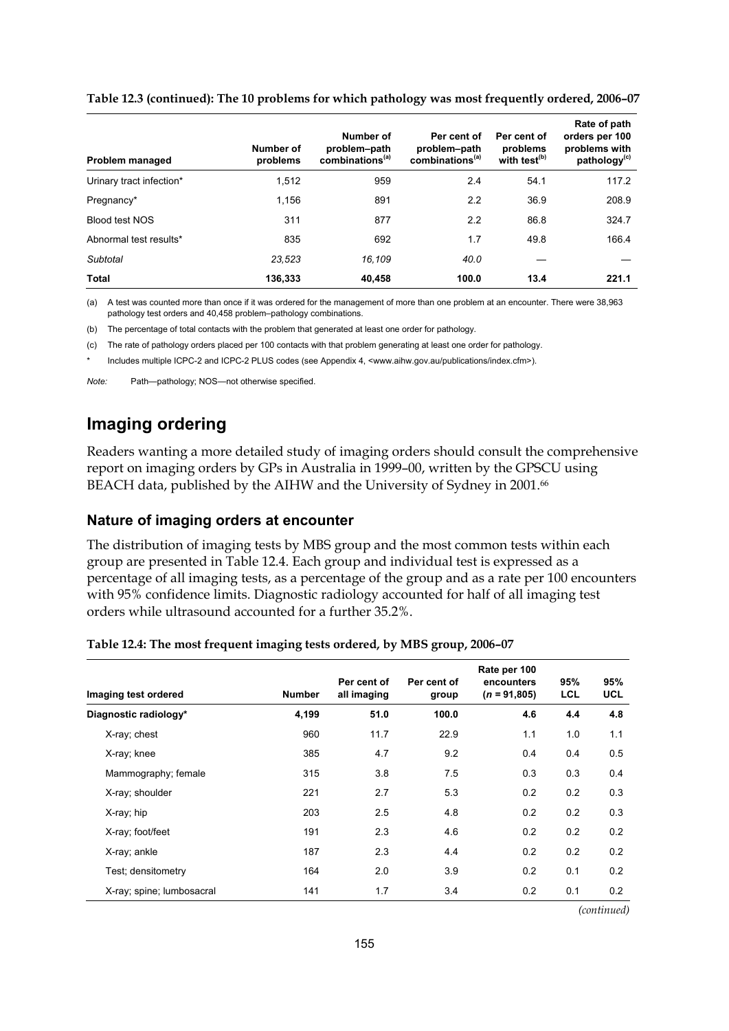**Table 12.3 (continued): The 10 problems for which pathology was most frequently ordered, 2006–07**

| Problem managed | Number of problems | Number of problem–path combinations[(a)] | Per cent of problem–path combinations[(a)] | Per cent of problems with test[(b)] | Rate of path orders per 100 problems with pathology[(c)] |
|---|---|---|---|---|---|
| Urinary tract infection* | 1,512 | 959 | 2.4 | 54.1 | 117.2 |
| Pregnancy* | 1,156 | 891 | 2.2 | 36.9 | 208.9 |
| Blood test NOS | 311 | 877 | 2.2 | 86.8 | 324.7 |
| Abnormal test results* | 835 | 692 | 1.7 | 49.8 | 166.4 |
| *Subtotal* | *23,523* | *16,109* | *40.0* | — | — |
| **Total** | **136,333** | **40,458** | **100.0** | **13.4** | **221.1** |

(a) A test was counted more than once if it was ordered for the management of more than one problem at an encounter. There were 38,963 pathology test orders and 40,458 problem–pathology combinations.

(b) The percentage of total contacts with the problem that generated at least one order for pathology.

(c) The rate of pathology orders placed per 100 contacts with that problem generating at least one order for pathology.

\* Includes multiple ICPC-2 and ICPC-2 PLUS codes (see Appendix 4, <www.aihw.gov.au/publications/index.cfm>).

*Note:* Path—pathology; NOS—not otherwise specified.

## Imaging ordering

Readers wanting a more detailed study of imaging orders should consult the comprehensive report on imaging orders by GPs in Australia in 1999–00, written by the GPSCU using BEACH data, published by the AIHW and the University of Sydney in 2001.[66]

### Nature of imaging orders at encounter

The distribution of imaging tests by MBS group and the most common tests within each group are presented in Table 12.4. Each group and individual test is expressed as a percentage of all imaging tests, as a percentage of the group and as a rate per 100 encounters with 95% confidence limits. Diagnostic radiology accounted for half of all imaging test orders while ultrasound accounted for a further 35.2%.

**Table 12.4: The most frequent imaging tests ordered, by MBS group, 2006–07**

| Imaging test ordered | Number | Per cent of all imaging | Per cent of group | Rate per 100 encounters ($n$ = 91,805) | 95% LCL | 95% UCL |
|---|---|---|---|---|---|---|
| **Diagnostic radiology*** | **4,199** | **51.0** | **100.0** | **4.6** | **4.4** | **4.8** |
| X-ray; chest | 960 | 11.7 | 22.9 | 1.1 | 1.0 | 1.1 |
| X-ray; knee | 385 | 4.7 | 9.2 | 0.4 | 0.4 | 0.5 |
| Mammography; female | 315 | 3.8 | 7.5 | 0.3 | 0.3 | 0.4 |
| X-ray; shoulder | 221 | 2.7 | 5.3 | 0.2 | 0.2 | 0.3 |
| X-ray; hip | 203 | 2.5 | 4.8 | 0.2 | 0.2 | 0.3 |
| X-ray; foot/feet | 191 | 2.3 | 4.6 | 0.2 | 0.2 | 0.2 |
| X-ray; ankle | 187 | 2.3 | 4.4 | 0.2 | 0.2 | 0.2 |
| Test; densitometry | 164 | 2.0 | 3.9 | 0.2 | 0.1 | 0.2 |
| X-ray; spine; lumbosacral | 141 | 1.7 | 3.4 | 0.2 | 0.1 | 0.2 |

*(continued)*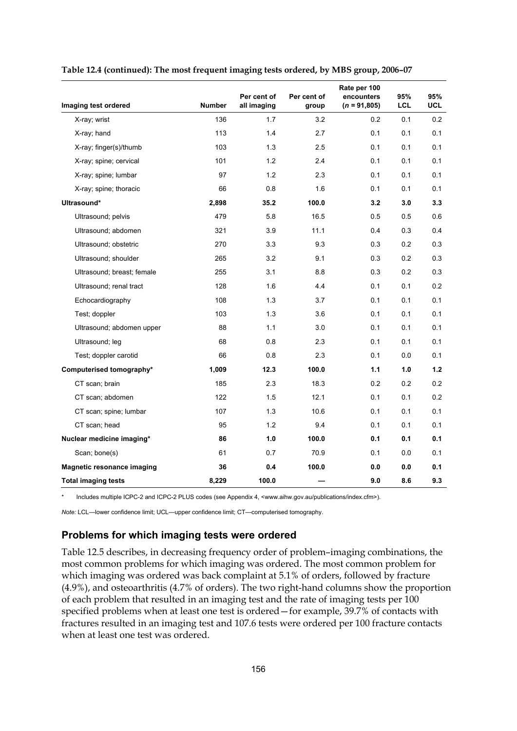**Table 12.4 (continued): The most frequent imaging tests ordered, by MBS group, 2006–07**

| Imaging test ordered | Number | Per cent of all imaging | Per cent of group | Rate per 100 encounters (*n* = 91,805) | 95% LCL | 95% UCL |
|---|---|---|---|---|---|---|
| X-ray; wrist | 136 | 1.7 | 3.2 | 0.2 | 0.1 | 0.2 |
| X-ray; hand | 113 | 1.4 | 2.7 | 0.1 | 0.1 | 0.1 |
| X-ray; finger(s)/thumb | 103 | 1.3 | 2.5 | 0.1 | 0.1 | 0.1 |
| X-ray; spine; cervical | 101 | 1.2 | 2.4 | 0.1 | 0.1 | 0.1 |
| X-ray; spine; lumbar | 97 | 1.2 | 2.3 | 0.1 | 0.1 | 0.1 |
| X-ray; spine; thoracic | 66 | 0.8 | 1.6 | 0.1 | 0.1 | 0.1 |
| **Ultrasound*** | **2,898** | **35.2** | **100.0** | **3.2** | **3.0** | **3.3** |
| Ultrasound; pelvis | 479 | 5.8 | 16.5 | 0.5 | 0.5 | 0.6 |
| Ultrasound; abdomen | 321 | 3.9 | 11.1 | 0.4 | 0.3 | 0.4 |
| Ultrasound; obstetric | 270 | 3.3 | 9.3 | 0.3 | 0.2 | 0.3 |
| Ultrasound; shoulder | 265 | 3.2 | 9.1 | 0.3 | 0.2 | 0.3 |
| Ultrasound; breast; female | 255 | 3.1 | 8.8 | 0.3 | 0.2 | 0.3 |
| Ultrasound; renal tract | 128 | 1.6 | 4.4 | 0.1 | 0.1 | 0.2 |
| Echocardiography | 108 | 1.3 | 3.7 | 0.1 | 0.1 | 0.1 |
| Test; doppler | 103 | 1.3 | 3.6 | 0.1 | 0.1 | 0.1 |
| Ultrasound; abdomen upper | 88 | 1.1 | 3.0 | 0.1 | 0.1 | 0.1 |
| Ultrasound; leg | 68 | 0.8 | 2.3 | 0.1 | 0.1 | 0.1 |
| Test; doppler carotid | 66 | 0.8 | 2.3 | 0.1 | 0.0 | 0.1 |
| **Computerised tomography*** | **1,009** | **12.3** | **100.0** | **1.1** | **1.0** | **1.2** |
| CT scan; brain | 185 | 2.3 | 18.3 | 0.2 | 0.2 | 0.2 |
| CT scan; abdomen | 122 | 1.5 | 12.1 | 0.1 | 0.1 | 0.2 |
| CT scan; spine; lumbar | 107 | 1.3 | 10.6 | 0.1 | 0.1 | 0.1 |
| CT scan; head | 95 | 1.2 | 9.4 | 0.1 | 0.1 | 0.1 |
| **Nuclear medicine imaging*** | **86** | **1.0** | **100.0** | **0.1** | **0.1** | **0.1** |
| Scan; bone(s) | 61 | 0.7 | 70.9 | 0.1 | 0.0 | 0.1 |
| **Magnetic resonance imaging** | **36** | **0.4** | **100.0** | **0.0** | **0.0** | **0.1** |
| **Total imaging tests** | **8,229** | **100.0** | **—** | **9.0** | **8.6** | **9.3** |

\* Includes multiple ICPC-2 and ICPC-2 PLUS codes (see Appendix 4, <www.aihw.gov.au/publications/index.cfm>).

*Note:* LCL—lower confidence limit; UCL—upper confidence limit; CT—computerised tomography.

## Problems for which imaging tests were ordered

Table 12.5 describes, in decreasing frequency order of problem–imaging combinations, the most common problems for which imaging was ordered. The most common problem for which imaging was ordered was back complaint at 5.1% of orders, followed by fracture (4.9%), and osteoarthritis (4.7% of orders). The two right-hand columns show the proportion of each problem that resulted in an imaging test and the rate of imaging tests per 100 specified problems when at least one test is ordered—for example, 39.7% of contacts with fractures resulted in an imaging test and 107.6 tests were ordered per 100 fracture contacts when at least one test was ordered.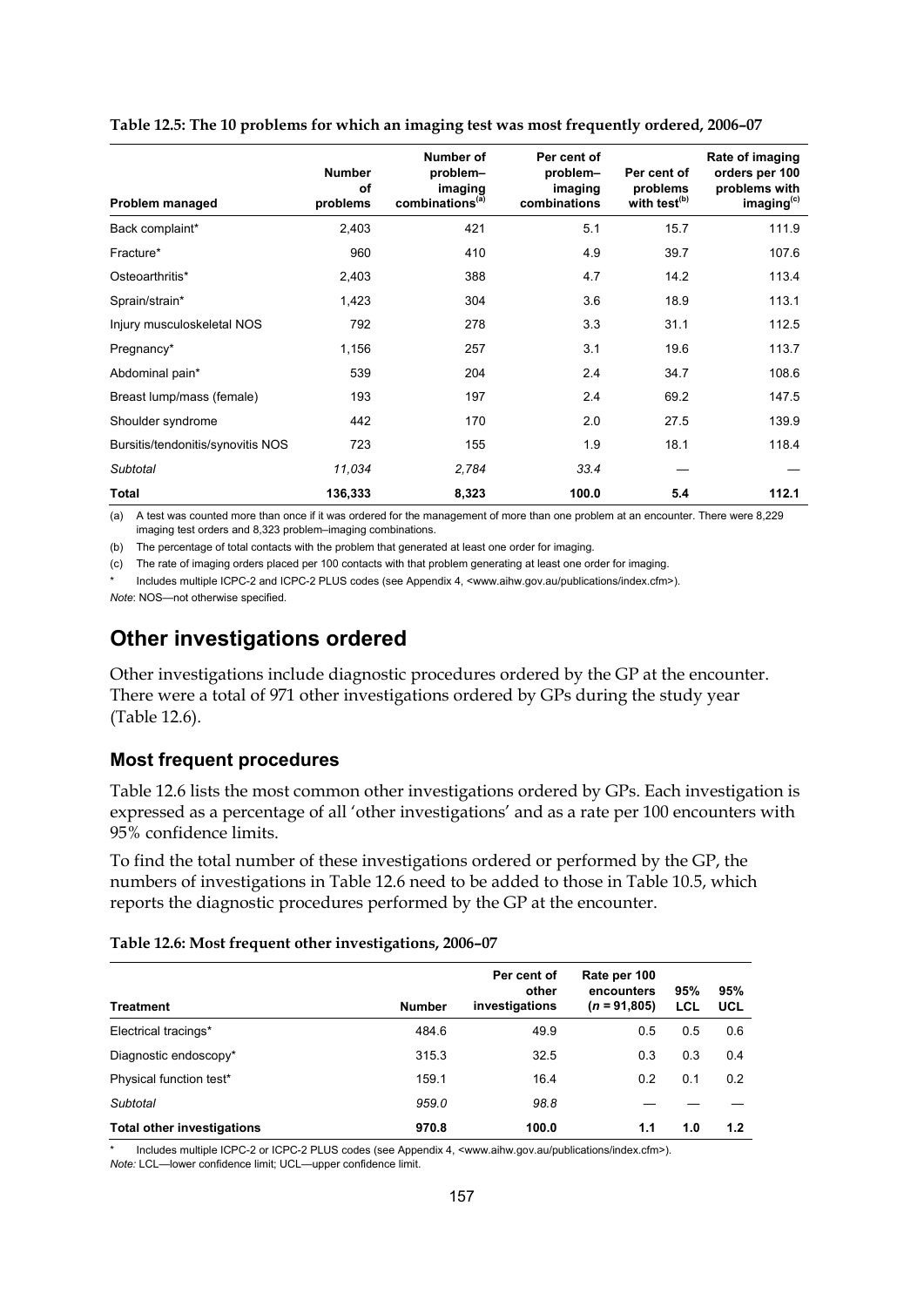**Table 12.5: The 10 problems for which an imaging test was most frequently ordered, 2006–07**

| Problem managed | Number of problems | Number of problem–imaging combinations[(a)] | Per cent of problem–imaging combinations | Per cent of problems with test[(b)] | Rate of imaging orders per 100 problems with imaging[(c)] |
|---|---|---|---|---|---|
| Back complaint* | 2,403 | 421 | 5.1 | 15.7 | 111.9 |
| Fracture* | 960 | 410 | 4.9 | 39.7 | 107.6 |
| Osteoarthritis* | 2,403 | 388 | 4.7 | 14.2 | 113.4 |
| Sprain/strain* | 1,423 | 304 | 3.6 | 18.9 | 113.1 |
| Injury musculoskeletal NOS | 792 | 278 | 3.3 | 31.1 | 112.5 |
| Pregnancy* | 1,156 | 257 | 3.1 | 19.6 | 113.7 |
| Abdominal pain* | 539 | 204 | 2.4 | 34.7 | 108.6 |
| Breast lump/mass (female) | 193 | 197 | 2.4 | 69.2 | 147.5 |
| Shoulder syndrome | 442 | 170 | 2.0 | 27.5 | 139.9 |
| Bursitis/tendonitis/synovitis NOS | 723 | 155 | 1.9 | 18.1 | 118.4 |
| *Subtotal* | *11,034* | *2,784* | *33.4* | — | — |
| **Total** | **136,333** | **8,323** | **100.0** | **5.4** | **112.1** |

(a) A test was counted more than once if it was ordered for the management of more than one problem at an encounter. There were 8,229 imaging test orders and 8,323 problem–imaging combinations.

(b) The percentage of total contacts with the problem that generated at least one order for imaging.

(c) The rate of imaging orders placed per 100 contacts with that problem generating at least one order for imaging.

\* Includes multiple ICPC-2 and ICPC-2 PLUS codes (see Appendix 4, <www.aihw.gov.au/publications/index.cfm>).

*Note*: NOS—not otherwise specified.

## Other investigations ordered

Other investigations include diagnostic procedures ordered by the GP at the encounter. There were a total of 971 other investigations ordered by GPs during the study year (Table 12.6).

### Most frequent procedures

Table 12.6 lists the most common other investigations ordered by GPs. Each investigation is expressed as a percentage of all 'other investigations' and as a rate per 100 encounters with 95% confidence limits.

To find the total number of these investigations ordered or performed by the GP, the numbers of investigations in Table 12.6 need to be added to those in Table 10.5, which reports the diagnostic procedures performed by the GP at the encounter.

**Table 12.6: Most frequent other investigations, 2006–07**

| Treatment | Number | Per cent of other investigations | Rate per 100 encounters ($n$ = 91,805) | 95% LCL | 95% UCL |
|---|---|---|---|---|---|
| Electrical tracings* | 484.6 | 49.9 | 0.5 | 0.5 | 0.6 |
| Diagnostic endoscopy* | 315.3 | 32.5 | 0.3 | 0.3 | 0.4 |
| Physical function test* | 159.1 | 16.4 | 0.2 | 0.1 | 0.2 |
| *Subtotal* | *959.0* | *98.8* | — | — | — |
| **Total other investigations** | **970.8** | **100.0** | **1.1** | **1.0** | **1.2** |

\* Includes multiple ICPC-2 or ICPC-2 PLUS codes (see Appendix 4, <www.aihw.gov.au/publications/index.cfm>).

*Note:* LCL—lower confidence limit; UCL—upper confidence limit.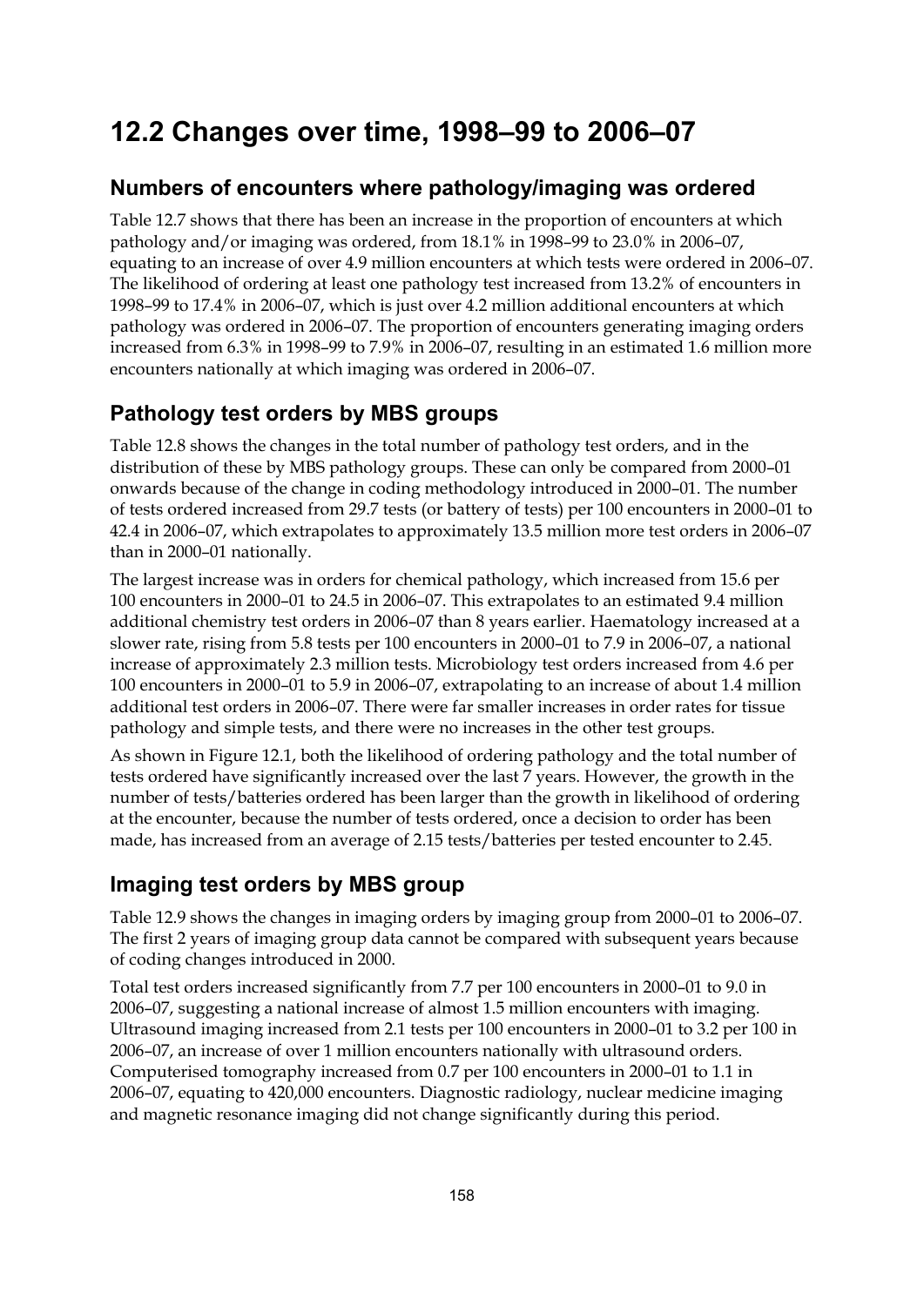## 12.2 Changes over time, 1998–99 to 2006–07

### Numbers of encounters where pathology/imaging was ordered

Table 12.7 shows that there has been an increase in the proportion of encounters at which pathology and/or imaging was ordered, from 18.1% in 1998–99 to 23.0% in 2006–07, equating to an increase of over 4.9 million encounters at which tests were ordered in 2006–07. The likelihood of ordering at least one pathology test increased from 13.2% of encounters in 1998–99 to 17.4% in 2006–07, which is just over 4.2 million additional encounters at which pathology was ordered in 2006–07. The proportion of encounters generating imaging orders increased from 6.3% in 1998–99 to 7.9% in 2006–07, resulting in an estimated 1.6 million more encounters nationally at which imaging was ordered in 2006–07.

### Pathology test orders by MBS groups

Table 12.8 shows the changes in the total number of pathology test orders, and in the distribution of these by MBS pathology groups. These can only be compared from 2000–01 onwards because of the change in coding methodology introduced in 2000–01. The number of tests ordered increased from 29.7 tests (or battery of tests) per 100 encounters in 2000–01 to 42.4 in 2006–07, which extrapolates to approximately 13.5 million more test orders in 2006–07 than in 2000–01 nationally.

The largest increase was in orders for chemical pathology, which increased from 15.6 per 100 encounters in 2000–01 to 24.5 in 2006–07. This extrapolates to an estimated 9.4 million additional chemistry test orders in 2006–07 than 8 years earlier. Haematology increased at a slower rate, rising from 5.8 tests per 100 encounters in 2000–01 to 7.9 in 2006–07, a national increase of approximately 2.3 million tests. Microbiology test orders increased from 4.6 per 100 encounters in 2000–01 to 5.9 in 2006–07, extrapolating to an increase of about 1.4 million additional test orders in 2006–07. There were far smaller increases in order rates for tissue pathology and simple tests, and there were no increases in the other test groups.

As shown in Figure 12.1, both the likelihood of ordering pathology and the total number of tests ordered have significantly increased over the last 7 years. However, the growth in the number of tests/batteries ordered has been larger than the growth in likelihood of ordering at the encounter, because the number of tests ordered, once a decision to order has been made, has increased from an average of 2.15 tests/batteries per tested encounter to 2.45.

### Imaging test orders by MBS group

Table 12.9 shows the changes in imaging orders by imaging group from 2000–01 to 2006–07. The first 2 years of imaging group data cannot be compared with subsequent years because of coding changes introduced in 2000.

Total test orders increased significantly from 7.7 per 100 encounters in 2000–01 to 9.0 in 2006–07, suggesting a national increase of almost 1.5 million encounters with imaging. Ultrasound imaging increased from 2.1 tests per 100 encounters in 2000–01 to 3.2 per 100 in 2006–07, an increase of over 1 million encounters nationally with ultrasound orders. Computerised tomography increased from 0.7 per 100 encounters in 2000–01 to 1.1 in 2006–07, equating to 420,000 encounters. Diagnostic radiology, nuclear medicine imaging and magnetic resonance imaging did not change significantly during this period.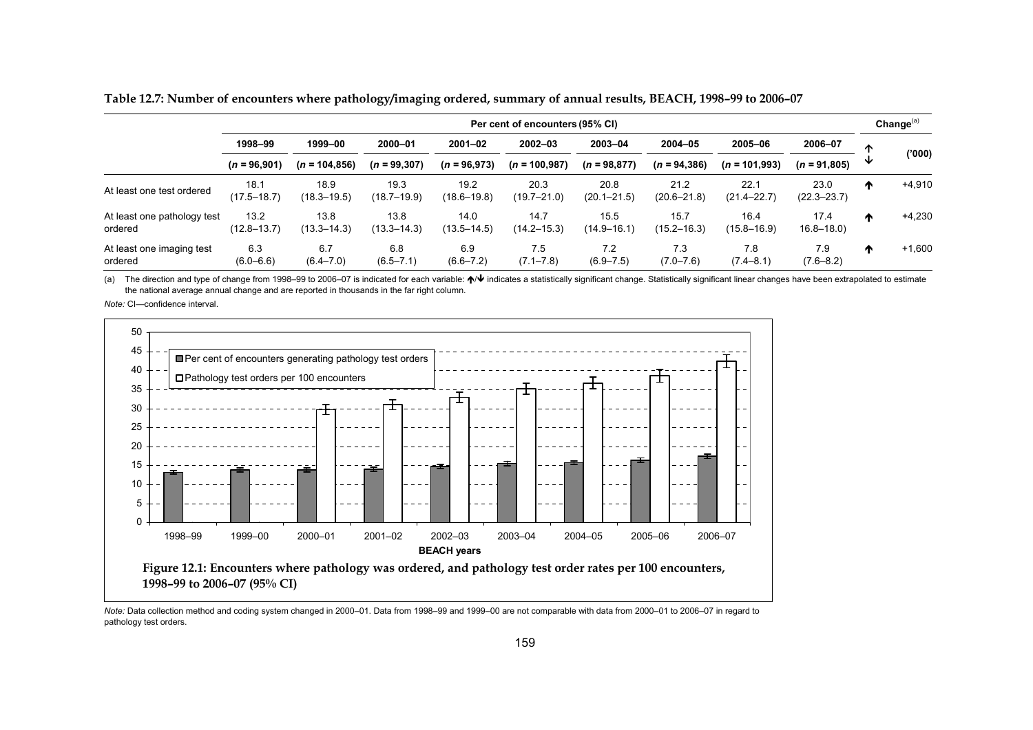**Table 12.7: Number of encounters where pathology/imaging ordered, summary of annual results, BEACH, 1998–99 to 2006–07**

| | Per cent of encounters (95% CI) | | | | | | | | | Change[(a)] | |
|---|---|---|---|---|---|---|---|---|---|---|---|
| | 1998–99 | 1999–00 | 2000–01 | 2001–02 | 2002–03 | 2003–04 | 2004–05 | 2005–06 | 2006–07 | ↑↓ | ('000) |
| | (*n* = 96,901) | (*n* = 104,856) | (*n* = 99,307) | (*n* = 96,973) | (*n* = 100,987) | (*n* = 98,877) | (*n* = 94,386) | (*n* = 101,993) | (*n* = 91,805) | | |
| At least one test ordered | 18.1 (17.5–18.7) | 18.9 (18.3–19.5) | 19.3 (18.7–19.9) | 19.2 (18.6–19.8) | 20.3 (19.7–21.0) | 20.8 (20.1–21.5) | 21.2 (20.6–21.8) | 22.1 (21.4–22.7) | 23.0 (22.3–23.7) | ↑ | +4,910 |
| At least one pathology test ordered | 13.2 (12.8–13.7) | 13.8 (13.3–14.3) | 13.8 (13.3–14.3) | 14.0 (13.5–14.5) | 14.7 (14.2–15.3) | 15.5 (14.9–16.1) | 15.7 (15.2–16.3) | 16.4 (15.8–16.9) | 17.4 16.8–18.0) | ↑ | +4,230 |
| At least one imaging test ordered | 6.3 (6.0–6.6) | 6.7 (6.4–7.0) | 6.8 (6.5–7.1) | 6.9 (6.6–7.2) | 7.5 (7.1–7.8) | 7.2 (6.9–7.5) | 7.3 (7.0–7.6) | 7.8 (7.4–8.1) | 7.9 (7.6–8.2) | ↑ | +1,600 |

(a) The direction and type of change from 1998–99 to 2006–07 is indicated for each variable: ↑/↓ indicates a statistically significant change. Statistically significant linear changes have been extrapolated to estimate the national average annual change and are reported in thousands in the far right column.

*Note:* CI—confidence interval.

**Figure 12.1: Encounters where pathology was ordered, and pathology test order rates per 100 encounters, 1998–99 to 2006–07 (95% CI)**

*Note:* Data collection method and coding system changed in 2000–01. Data from 1998–99 and 1999–00 are not comparable with data from 2000–01 to 2006–07 in regard to pathology test orders.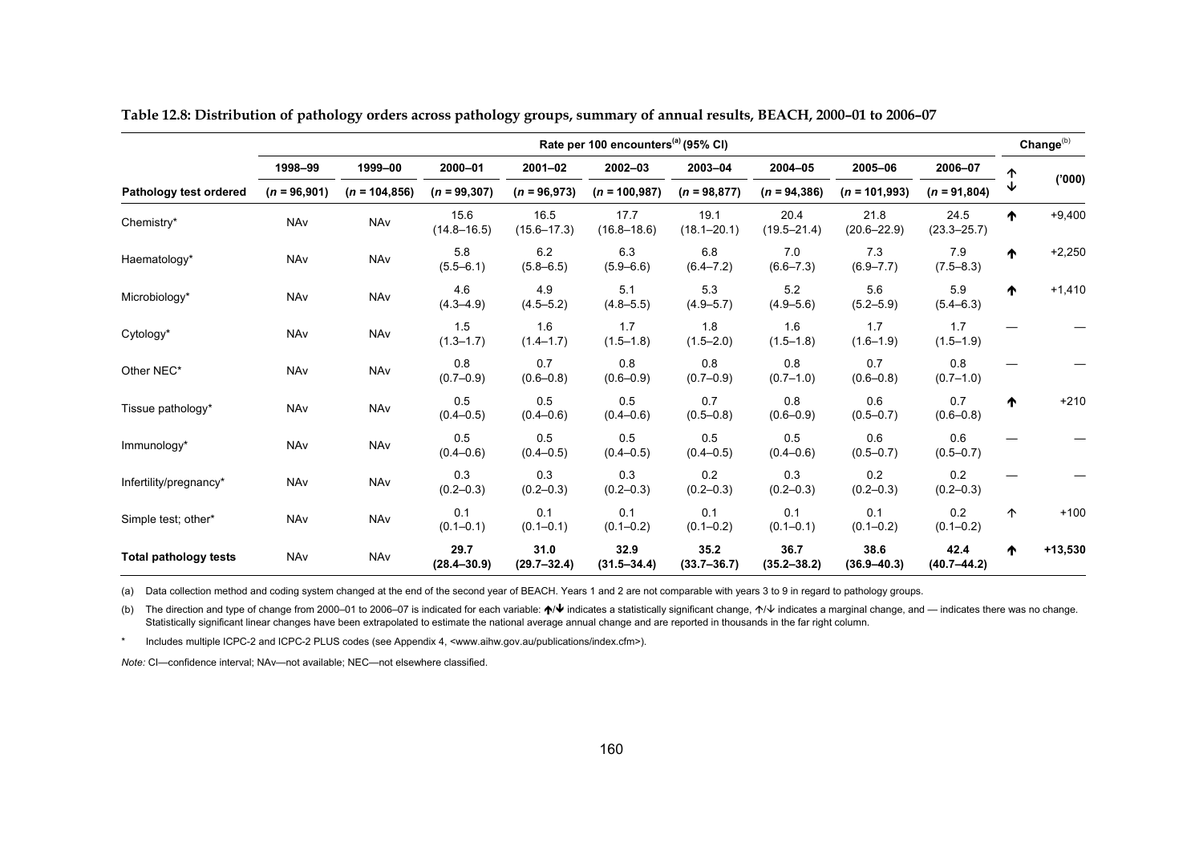**Table 12.8: Distribution of pathology orders across pathology groups, summary of annual results, BEACH, 2000–01 to 2006–07**

| | Rate per 100 encounters[(a)] (95% CI) | | | | | | | | | Change[(b)] | |
|---|---|---|---|---|---|---|---|---|---|---|---|
| | 1998–99 | 1999–00 | 2000–01 | 2001–02 | 2002–03 | 2003–04 | 2004–05 | 2005–06 | 2006–07 | ↑ ↓ | ('000) |
| **Pathology test ordered** | (*n* = 96,901) | (*n* = 104,856) | (*n* = 99,307) | (*n* = 96,973) | (*n* = 100,987) | (*n* = 98,877) | (*n* = 94,386) | (*n* = 101,993) | (*n* = 91,804) | | |
| Chemistry* | NAv | NAv | 15.6 (14.8–16.5) | 16.5 (15.6–17.3) | 17.7 (16.8–18.6) | 19.1 (18.1–20.1) | 20.4 (19.5–21.4) | 21.8 (20.6–22.9) | 24.5 (23.3–25.7) | ↑ | +9,400 |
| Haematology* | NAv | NAv | 5.8 (5.5–6.1) | 6.2 (5.8–6.5) | 6.3 (5.9–6.6) | 6.8 (6.4–7.2) | 7.0 (6.6–7.3) | 7.3 (6.9–7.7) | 7.9 (7.5–8.3) | ↑ | +2,250 |
| Microbiology* | NAv | NAv | 4.6 (4.3–4.9) | 4.9 (4.5–5.2) | 5.1 (4.8–5.5) | 5.3 (4.9–5.7) | 5.2 (4.9–5.6) | 5.6 (5.2–5.9) | 5.9 (5.4–6.3) | ↑ | +1,410 |
| Cytology* | NAv | NAv | 1.5 (1.3–1.7) | 1.6 (1.4–1.7) | 1.7 (1.5–1.8) | 1.8 (1.5–2.0) | 1.6 (1.5–1.8) | 1.7 (1.6–1.9) | 1.7 (1.5–1.9) | — | — |
| Other NEC* | NAv | NAv | 0.8 (0.7–0.9) | 0.7 (0.6–0.8) | 0.8 (0.6–0.9) | 0.8 (0.7–0.9) | 0.8 (0.7–1.0) | 0.7 (0.6–0.8) | 0.8 (0.7–1.0) | — | — |
| Tissue pathology* | NAv | NAv | 0.5 (0.4–0.5) | 0.5 (0.4–0.6) | 0.5 (0.4–0.6) | 0.7 (0.5–0.8) | 0.8 (0.6–0.9) | 0.6 (0.5–0.7) | 0.7 (0.6–0.8) | ↑ | +210 |
| Immunology* | NAv | NAv | 0.5 (0.4–0.6) | 0.5 (0.4–0.5) | 0.5 (0.4–0.5) | 0.5 (0.4–0.5) | 0.5 (0.4–0.6) | 0.6 (0.5–0.7) | 0.6 (0.5–0.7) | — | — |
| Infertility/pregnancy* | NAv | NAv | 0.3 (0.2–0.3) | 0.3 (0.2–0.3) | 0.3 (0.2–0.3) | 0.2 (0.2–0.3) | 0.3 (0.2–0.3) | 0.2 (0.2–0.3) | 0.2 (0.2–0.3) | — | — |
| Simple test; other* | NAv | NAv | 0.1 (0.1–0.1) | 0.1 (0.1–0.1) | 0.1 (0.1–0.2) | 0.1 (0.1–0.2) | 0.1 (0.1–0.1) | 0.1 (0.1–0.2) | 0.2 (0.1–0.2) | ↑ | +100 |
| **Total pathology tests** | NAv | NAv | **29.7 (28.4–30.9)** | **31.0 (29.7–32.4)** | **32.9 (31.5–34.4)** | **35.2 (33.7–36.7)** | **36.7 (35.2–38.2)** | **38.6 (36.9–40.3)** | **42.4 (40.7–44.2)** | ↑ | **+13,530** |

(a) Data collection method and coding system changed at the end of the second year of BEACH. Years 1 and 2 are not comparable with years 3 to 9 in regard to pathology groups.

(b) The direction and type of change from 2000–01 to 2006–07 is indicated for each variable: ↑/↓ indicates a statistically significant change, ↑/↓ indicates a marginal change, and — indicates there was no change. Statistically significant linear changes have been extrapolated to estimate the national average annual change and are reported in thousands in the far right column.

\* Includes multiple ICPC-2 and ICPC-2 PLUS codes (see Appendix 4, <www.aihw.gov.au/publications/index.cfm>).

*Note:* CI—confidence interval; NAv—not available; NEC—not elsewhere classified.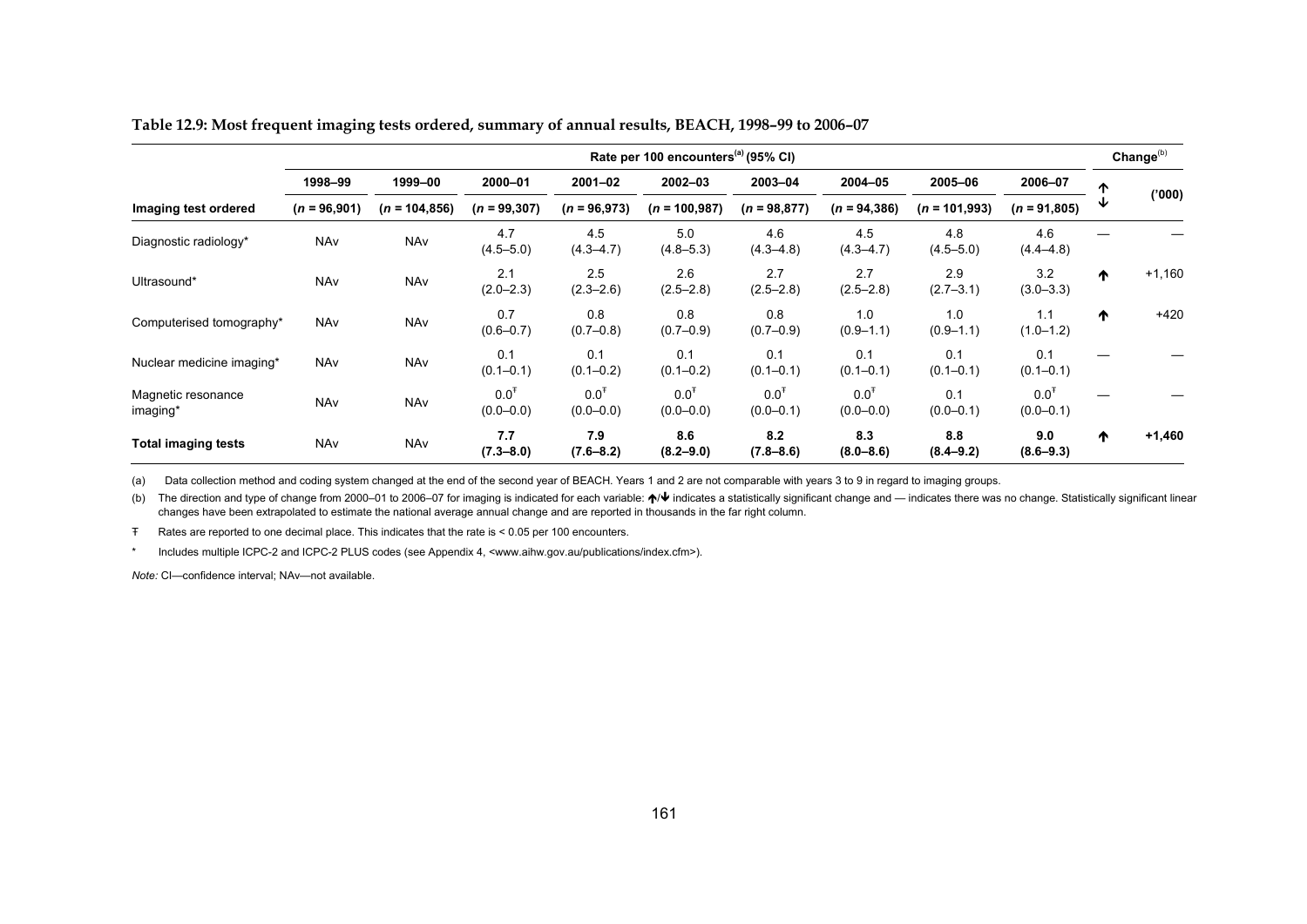**Table 12.9: Most frequent imaging tests ordered, summary of annual results, BEACH, 1998–99 to 2006–07**

| | Rate per 100 encounters[(a)] (95% CI) | | | | | | | | | Change[(b)] | |
|---|---|---|---|---|---|---|---|---|---|---|---|
| | 1998–99 | 1999–00 | 2000–01 | 2001–02 | 2002–03 | 2003–04 | 2004–05 | 2005–06 | 2006–07 | ↑ ↓ | ('000) |
| **Imaging test ordered** | **($n$ = 96,901)** | **($n$ = 104,856)** | **($n$ = 99,307)** | **($n$ = 96,973)** | **($n$ = 100,987)** | **($n$ = 98,877)** | **($n$ = 94,386)** | **($n$ = 101,993)** | **($n$ = 91,805)** | | |
| Diagnostic radiology* | NAv | NAv | 4.7 (4.5–5.0) | 4.5 (4.3–4.7) | 5.0 (4.8–5.3) | 4.6 (4.3–4.8) | 4.5 (4.3–4.7) | 4.8 (4.5–5.0) | 4.6 (4.4–4.8) | — | — |
| Ultrasound* | NAv | NAv | 2.1 (2.0–2.3) | 2.5 (2.3–2.6) | 2.6 (2.5–2.8) | 2.7 (2.5–2.8) | 2.7 (2.5–2.8) | 2.9 (2.7–3.1) | 3.2 (3.0–3.3) | ↑ | +1,160 |
| Computerised tomography* | NAv | NAv | 0.7 (0.6–0.7) | 0.8 (0.7–0.8) | 0.8 (0.7–0.9) | 0.8 (0.7–0.9) | 1.0 (0.9–1.1) | 1.0 (0.9–1.1) | 1.1 (1.0–1.2) | ↑ | +420 |
| Nuclear medicine imaging* | NAv | NAv | 0.1 (0.1–0.1) | 0.1 (0.1–0.2) | 0.1 (0.1–0.2) | 0.1 (0.1–0.1) | 0.1 (0.1–0.1) | 0.1 (0.1–0.1) | 0.1 (0.1–0.1) | — | — |
| Magnetic resonance imaging* | NAv | NAv | 0.0[Ŧ] (0.0–0.0) | 0.0[Ŧ] (0.0–0.0) | 0.0[Ŧ] (0.0–0.0) | 0.0[Ŧ] (0.0–0.1) | 0.0[Ŧ] (0.0–0.0) | 0.1 (0.0–0.1) | 0.0[Ŧ] (0.0–0.1) | — | — |
| **Total imaging tests** | NAv | NAv | **7.7 (7.3–8.0)** | **7.9 (7.6–8.2)** | **8.6 (8.2–9.0)** | **8.2 (7.8–8.6)** | **8.3 (8.0–8.6)** | **8.8 (8.4–9.2)** | **9.0 (8.6–9.3)** | ↑ | **+1,460** |

(a) Data collection method and coding system changed at the end of the second year of BEACH. Years 1 and 2 are not comparable with years 3 to 9 in regard to imaging groups.

(b) The direction and type of change from 2000–01 to 2006–07 for imaging is indicated for each variable: ↑/↓ indicates a statistically significant change and — indicates there was no change. Statistically significant linear changes have been extrapolated to estimate the national average annual change and are reported in thousands in the far right column.

Ŧ Rates are reported to one decimal place. This indicates that the rate is < 0.05 per 100 encounters.

\* Includes multiple ICPC-2 and ICPC-2 PLUS codes (see Appendix 4, <www.aihw.gov.au/publications/index.cfm>).

*Note:* CI—confidence interval; NAv—not available.